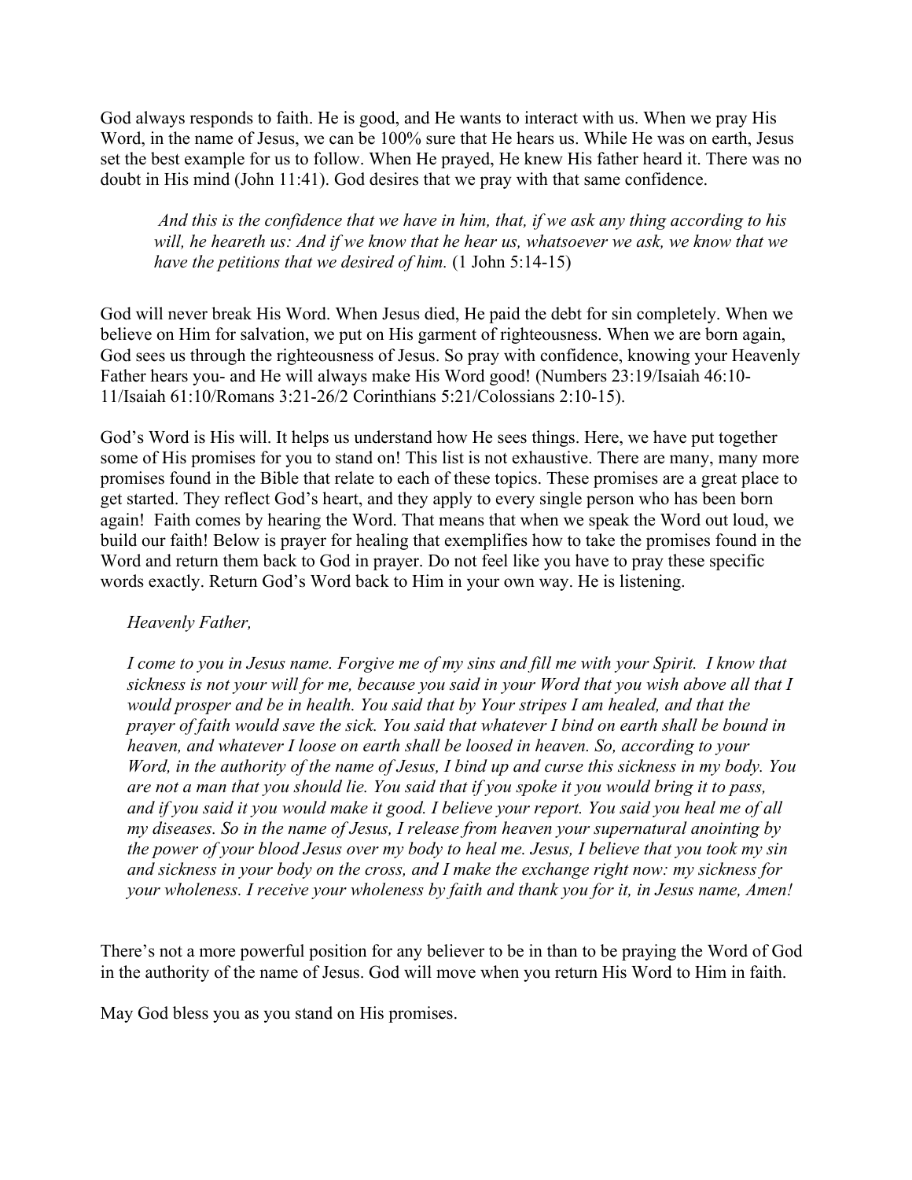God always responds to faith. He is good, and He wants to interact with us. When we pray His Word, in the name of Jesus, we can be 100% sure that He hears us. While He was on earth, Jesus set the best example for us to follow. When He prayed, He knew His father heard it. There was no doubt in His mind (John 11:41). God desires that we pray with that same confidence.

> *And this is the confidence that we have in him, that, if we ask any thing according to his will, he heareth us: And if we know that he hear us, whatsoever we ask, we know that we have the petitions that we desired of him.* (1 John 5:14-15)

God will never break His Word. When Jesus died, He paid the debt for sin completely. When we believe on Him for salvation, we put on His garment of righteousness. When we are born again, God sees us through the righteousness of Jesus. So pray with confidence, knowing your Heavenly Father hears you- and He will always make His Word good! (Numbers 23:19/Isaiah 46:10-11/Isaiah 61:10/Romans 3:21-26/2 Corinthians 5:21/Colossians 2:10-15).

God's Word is His will. It helps us understand how He sees things. Here, we have put together some of His promises for you to stand on! This list is not exhaustive. There are many, many more promises found in the Bible that relate to each of these topics. These promises are a great place to get started. They reflect God's heart, and they apply to every single person who has been born again! Faith comes by hearing the Word. That means that when we speak the Word out loud, we build our faith! Below is prayer for healing that exemplifies how to take the promises found in the Word and return them back to God in prayer. Do not feel like you have to pray these specific words exactly. Return God's Word back to Him in your own way. He is listening.

> *Heavenly Father,*
>
> *I come to you in Jesus name. Forgive me of my sins and fill me with your Spirit. I know that sickness is not your will for me, because you said in your Word that you wish above all that I would prosper and be in health. You said that by Your stripes I am healed, and that the prayer of faith would save the sick. You said that whatever I bind on earth shall be bound in heaven, and whatever I loose on earth shall be loosed in heaven. So, according to your Word, in the authority of the name of Jesus, I bind up and curse this sickness in my body. You are not a man that you should lie. You said that if you spoke it you would bring it to pass, and if you said it you would make it good. I believe your report. You said you heal me of all my diseases. So in the name of Jesus, I release from heaven your supernatural anointing by the power of your blood Jesus over my body to heal me. Jesus, I believe that you took my sin and sickness in your body on the cross, and I make the exchange right now: my sickness for your wholeness. I receive your wholeness by faith and thank you for it, in Jesus name, Amen!*

There's not a more powerful position for any believer to be in than to be praying the Word of God in the authority of the name of Jesus. God will move when you return His Word to Him in faith.

May God bless you as you stand on His promises.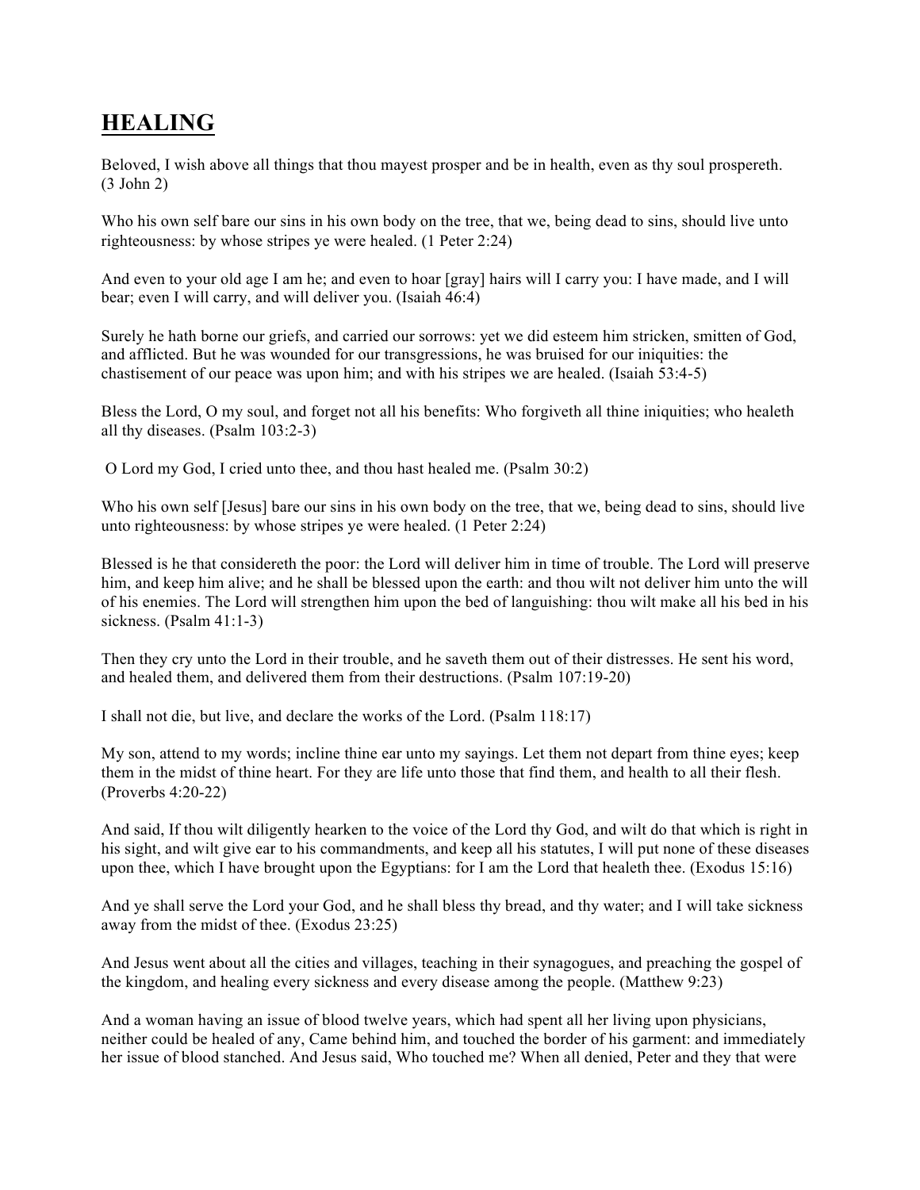## HEALING

Beloved, I wish above all things that thou mayest prosper and be in health, even as thy soul prospereth. (3 John 2)

Who his own self bare our sins in his own body on the tree, that we, being dead to sins, should live unto righteousness: by whose stripes ye were healed. (1 Peter 2:24)

And even to your old age I am he; and even to hoar [gray] hairs will I carry you: I have made, and I will bear; even I will carry, and will deliver you. (Isaiah 46:4)

Surely he hath borne our griefs, and carried our sorrows: yet we did esteem him stricken, smitten of God, and afflicted. But he was wounded for our transgressions, he was bruised for our iniquities: the chastisement of our peace was upon him; and with his stripes we are healed. (Isaiah 53:4-5)

Bless the Lord, O my soul, and forget not all his benefits: Who forgiveth all thine iniquities; who healeth all thy diseases. (Psalm 103:2-3)

O Lord my God, I cried unto thee, and thou hast healed me. (Psalm 30:2)

Who his own self [Jesus] bare our sins in his own body on the tree, that we, being dead to sins, should live unto righteousness: by whose stripes ye were healed. (1 Peter 2:24)

Blessed is he that considereth the poor: the Lord will deliver him in time of trouble. The Lord will preserve him, and keep him alive; and he shall be blessed upon the earth: and thou wilt not deliver him unto the will of his enemies. The Lord will strengthen him upon the bed of languishing: thou wilt make all his bed in his sickness. (Psalm 41:1-3)

Then they cry unto the Lord in their trouble, and he saveth them out of their distresses. He sent his word, and healed them, and delivered them from their destructions. (Psalm 107:19-20)

I shall not die, but live, and declare the works of the Lord. (Psalm 118:17)

My son, attend to my words; incline thine ear unto my sayings. Let them not depart from thine eyes; keep them in the midst of thine heart. For they are life unto those that find them, and health to all their flesh. (Proverbs 4:20-22)

And said, If thou wilt diligently hearken to the voice of the Lord thy God, and wilt do that which is right in his sight, and wilt give ear to his commandments, and keep all his statutes, I will put none of these diseases upon thee, which I have brought upon the Egyptians: for I am the Lord that healeth thee. (Exodus 15:16)

And ye shall serve the Lord your God, and he shall bless thy bread, and thy water; and I will take sickness away from the midst of thee. (Exodus 23:25)

And Jesus went about all the cities and villages, teaching in their synagogues, and preaching the gospel of the kingdom, and healing every sickness and every disease among the people. (Matthew 9:23)

And a woman having an issue of blood twelve years, which had spent all her living upon physicians, neither could be healed of any, Came behind him, and touched the border of his garment: and immediately her issue of blood stanched. And Jesus said, Who touched me? When all denied, Peter and they that were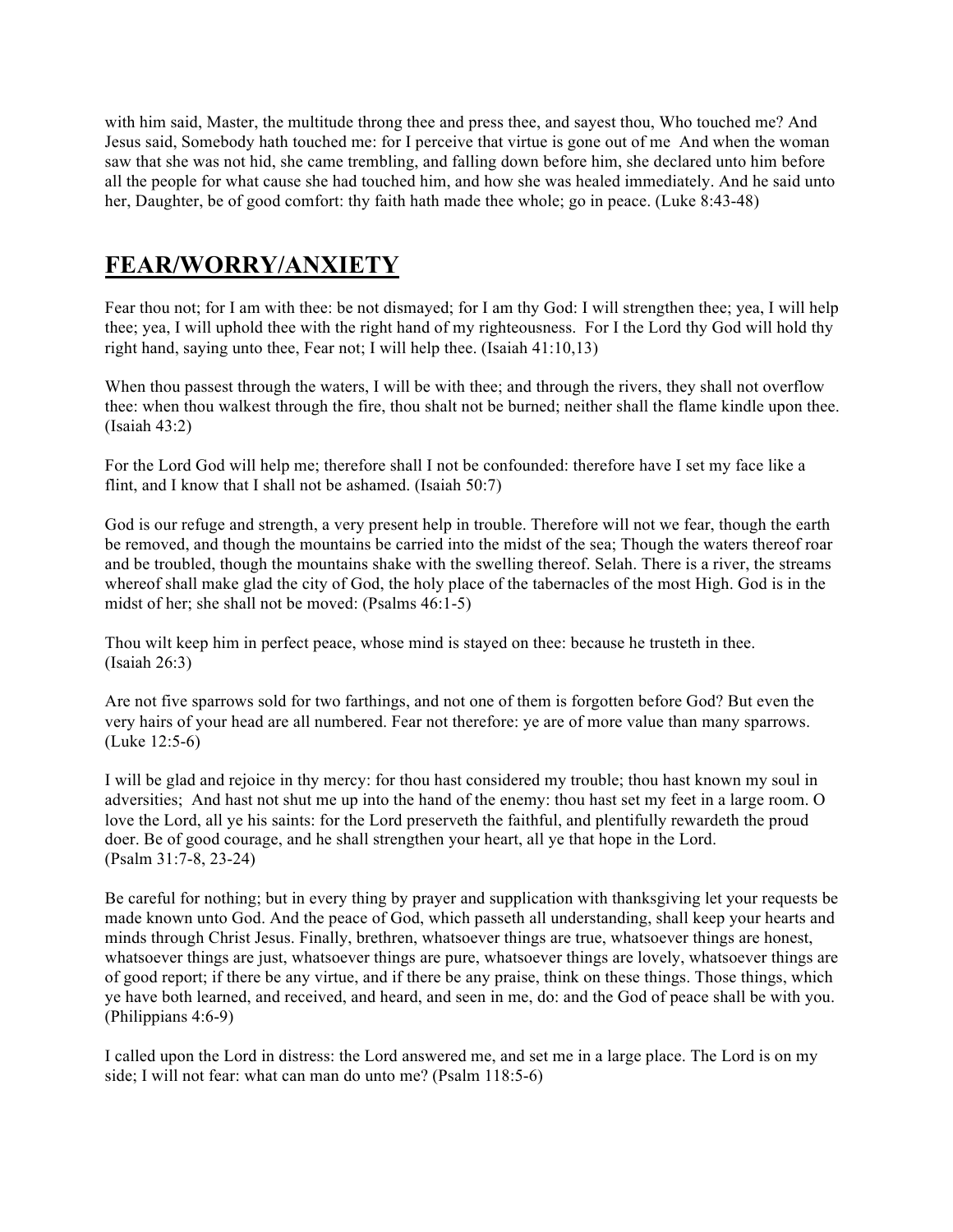with him said, Master, the multitude throng thee and press thee, and sayest thou, Who touched me? And Jesus said, Somebody hath touched me: for I perceive that virtue is gone out of me  And when the woman saw that she was not hid, she came trembling, and falling down before him, she declared unto him before all the people for what cause she had touched him, and how she was healed immediately. And he said unto her, Daughter, be of good comfort: thy faith hath made thee whole; go in peace. (Luke 8:43-48)

## FEAR/WORRY/ANXIETY

Fear thou not; for I am with thee: be not dismayed; for I am thy God: I will strengthen thee; yea, I will help thee; yea, I will uphold thee with the right hand of my righteousness.  For I the Lord thy God will hold thy right hand, saying unto thee, Fear not; I will help thee. (Isaiah 41:10,13)

When thou passest through the waters, I will be with thee; and through the rivers, they shall not overflow thee: when thou walkest through the fire, thou shalt not be burned; neither shall the flame kindle upon thee. (Isaiah 43:2)

For the Lord God will help me; therefore shall I not be confounded: therefore have I set my face like a flint, and I know that I shall not be ashamed. (Isaiah 50:7)

God is our refuge and strength, a very present help in trouble. Therefore will not we fear, though the earth be removed, and though the mountains be carried into the midst of the sea; Though the waters thereof roar and be troubled, though the mountains shake with the swelling thereof. Selah. There is a river, the streams whereof shall make glad the city of God, the holy place of the tabernacles of the most High. God is in the midst of her; she shall not be moved: (Psalms 46:1-5)

Thou wilt keep him in perfect peace, whose mind is stayed on thee: because he trusteth in thee.
(Isaiah 26:3)

Are not five sparrows sold for two farthings, and not one of them is forgotten before God? But even the very hairs of your head are all numbered. Fear not therefore: ye are of more value than many sparrows. (Luke 12:5-6)

I will be glad and rejoice in thy mercy: for thou hast considered my trouble; thou hast known my soul in adversities;  And hast not shut me up into the hand of the enemy: thou hast set my feet in a large room. O love the Lord, all ye his saints: for the Lord preserveth the faithful, and plentifully rewardeth the proud doer. Be of good courage, and he shall strengthen your heart, all ye that hope in the Lord.
(Psalm 31:7-8, 23-24)

Be careful for nothing; but in every thing by prayer and supplication with thanksgiving let your requests be made known unto God. And the peace of God, which passeth all understanding, shall keep your hearts and minds through Christ Jesus. Finally, brethren, whatsoever things are true, whatsoever things are honest, whatsoever things are just, whatsoever things are pure, whatsoever things are lovely, whatsoever things are of good report; if there be any virtue, and if there be any praise, think on these things. Those things, which ye have both learned, and received, and heard, and seen in me, do: and the God of peace shall be with you. (Philippians 4:6-9)

I called upon the Lord in distress: the Lord answered me, and set me in a large place. The Lord is on my side; I will not fear: what can man do unto me? (Psalm 118:5-6)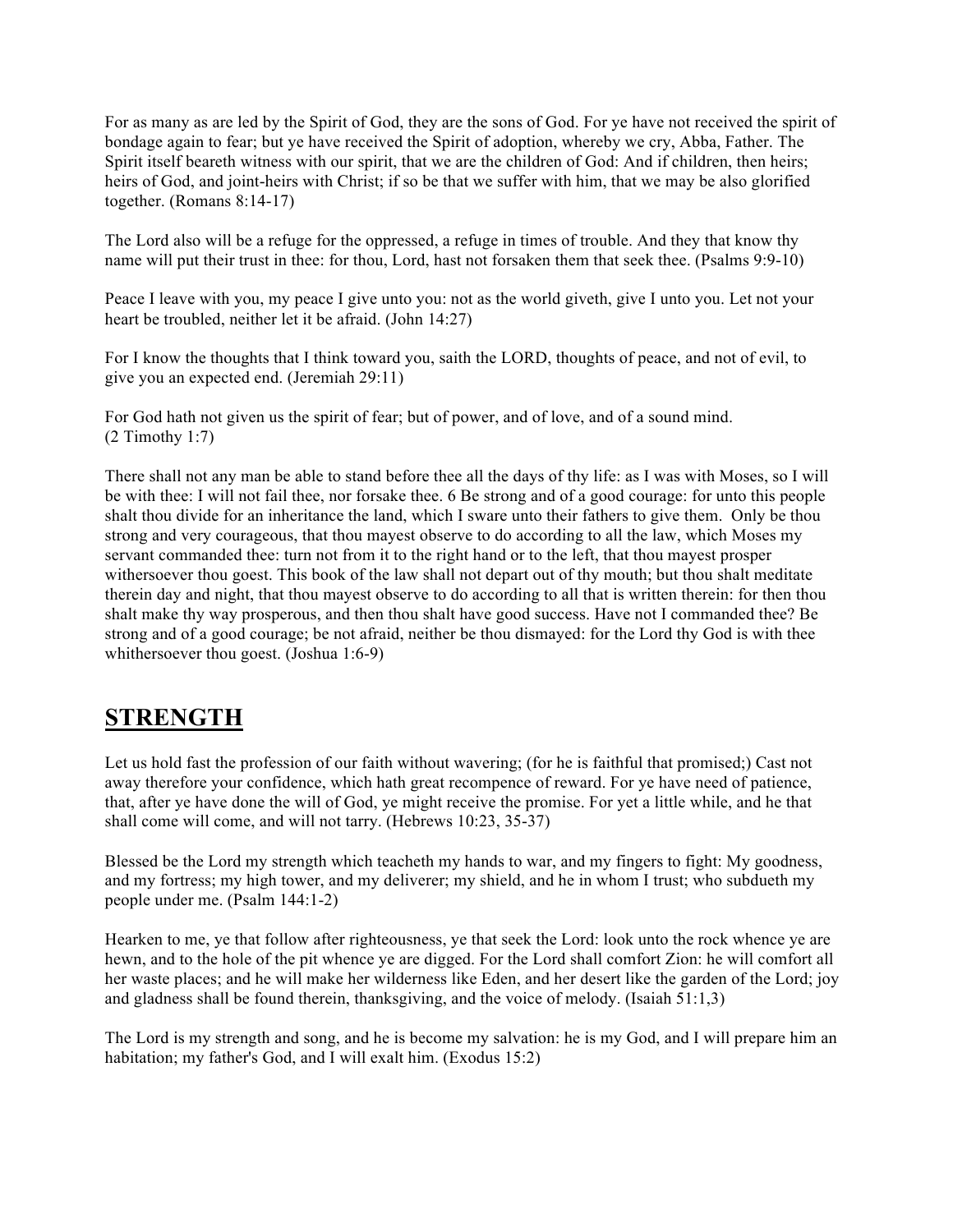For as many as are led by the Spirit of God, they are the sons of God. For ye have not received the spirit of bondage again to fear; but ye have received the Spirit of adoption, whereby we cry, Abba, Father. The Spirit itself beareth witness with our spirit, that we are the children of God: And if children, then heirs; heirs of God, and joint-heirs with Christ; if so be that we suffer with him, that we may be also glorified together. (Romans 8:14-17)

The Lord also will be a refuge for the oppressed, a refuge in times of trouble. And they that know thy name will put their trust in thee: for thou, Lord, hast not forsaken them that seek thee. (Psalms 9:9-10)

Peace I leave with you, my peace I give unto you: not as the world giveth, give I unto you. Let not your heart be troubled, neither let it be afraid. (John 14:27)

For I know the thoughts that I think toward you, saith the LORD, thoughts of peace, and not of evil, to give you an expected end. (Jeremiah 29:11)

For God hath not given us the spirit of fear; but of power, and of love, and of a sound mind. (2 Timothy 1:7)

There shall not any man be able to stand before thee all the days of thy life: as I was with Moses, so I will be with thee: I will not fail thee, nor forsake thee. 6 Be strong and of a good courage: for unto this people shalt thou divide for an inheritance the land, which I sware unto their fathers to give them. Only be thou strong and very courageous, that thou mayest observe to do according to all the law, which Moses my servant commanded thee: turn not from it to the right hand or to the left, that thou mayest prosper withersoever thou goest. This book of the law shall not depart out of thy mouth; but thou shalt meditate therein day and night, that thou mayest observe to do according to all that is written therein: for then thou shalt make thy way prosperous, and then thou shalt have good success. Have not I commanded thee? Be strong and of a good courage; be not afraid, neither be thou dismayed: for the Lord thy God is with thee whithersoever thou goest. (Joshua 1:6-9)

## STRENGTH

Let us hold fast the profession of our faith without wavering; (for he is faithful that promised;) Cast not away therefore your confidence, which hath great recompence of reward. For ye have need of patience, that, after ye have done the will of God, ye might receive the promise. For yet a little while, and he that shall come will come, and will not tarry. (Hebrews 10:23, 35-37)

Blessed be the Lord my strength which teacheth my hands to war, and my fingers to fight: My goodness, and my fortress; my high tower, and my deliverer; my shield, and he in whom I trust; who subdueth my people under me. (Psalm 144:1-2)

Hearken to me, ye that follow after righteousness, ye that seek the Lord: look unto the rock whence ye are hewn, and to the hole of the pit whence ye are digged. For the Lord shall comfort Zion: he will comfort all her waste places; and he will make her wilderness like Eden, and her desert like the garden of the Lord; joy and gladness shall be found therein, thanksgiving, and the voice of melody. (Isaiah 51:1,3)

The Lord is my strength and song, and he is become my salvation: he is my God, and I will prepare him an habitation; my father's God, and I will exalt him. (Exodus 15:2)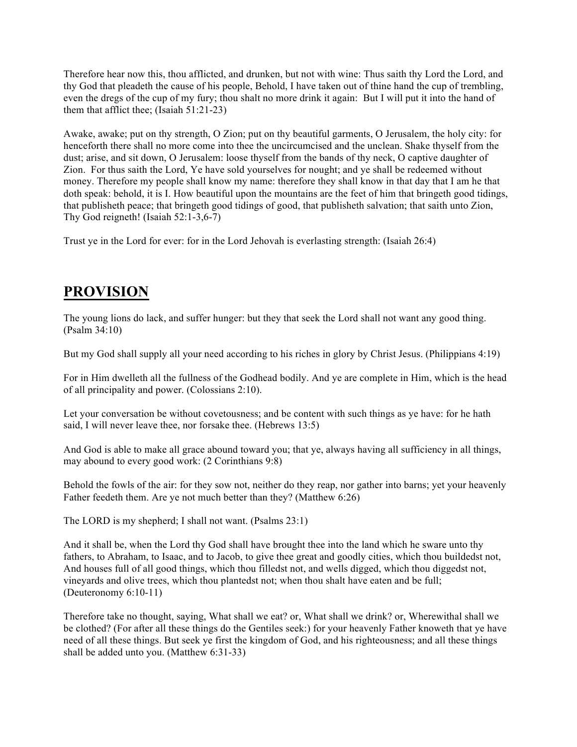Therefore hear now this, thou afflicted, and drunken, but not with wine: Thus saith thy Lord the Lord, and thy God that pleadeth the cause of his people, Behold, I have taken out of thine hand the cup of trembling, even the dregs of the cup of my fury; thou shalt no more drink it again: But I will put it into the hand of them that afflict thee; (Isaiah 51:21-23)

Awake, awake; put on thy strength, O Zion; put on thy beautiful garments, O Jerusalem, the holy city: for henceforth there shall no more come into thee the uncircumcised and the unclean. Shake thyself from the dust; arise, and sit down, O Jerusalem: loose thyself from the bands of thy neck, O captive daughter of Zion. For thus saith the Lord, Ye have sold yourselves for nought; and ye shall be redeemed without money. Therefore my people shall know my name: therefore they shall know in that day that I am he that doth speak: behold, it is I. How beautiful upon the mountains are the feet of him that bringeth good tidings, that publisheth peace; that bringeth good tidings of good, that publisheth salvation; that saith unto Zion, Thy God reigneth! (Isaiah 52:1-3,6-7)

Trust ye in the Lord for ever: for in the Lord Jehovah is everlasting strength: (Isaiah 26:4)

## PROVISION

The young lions do lack, and suffer hunger: but they that seek the Lord shall not want any good thing. (Psalm 34:10)

But my God shall supply all your need according to his riches in glory by Christ Jesus. (Philippians 4:19)

For in Him dwelleth all the fullness of the Godhead bodily. And ye are complete in Him, which is the head of all principality and power. (Colossians 2:10).

Let your conversation be without covetousness; and be content with such things as ye have: for he hath said, I will never leave thee, nor forsake thee. (Hebrews 13:5)

And God is able to make all grace abound toward you; that ye, always having all sufficiency in all things, may abound to every good work: (2 Corinthians 9:8)

Behold the fowls of the air: for they sow not, neither do they reap, nor gather into barns; yet your heavenly Father feedeth them. Are ye not much better than they? (Matthew 6:26)

The LORD is my shepherd; I shall not want. (Psalms 23:1)

And it shall be, when the Lord thy God shall have brought thee into the land which he sware unto thy fathers, to Abraham, to Isaac, and to Jacob, to give thee great and goodly cities, which thou buildedst not, And houses full of all good things, which thou filledst not, and wells digged, which thou diggedst not, vineyards and olive trees, which thou plantedst not; when thou shalt have eaten and be full; (Deuteronomy 6:10-11)

Therefore take no thought, saying, What shall we eat? or, What shall we drink? or, Wherewithal shall we be clothed? (For after all these things do the Gentiles seek:) for your heavenly Father knoweth that ye have need of all these things. But seek ye first the kingdom of God, and his righteousness; and all these things shall be added unto you. (Matthew 6:31-33)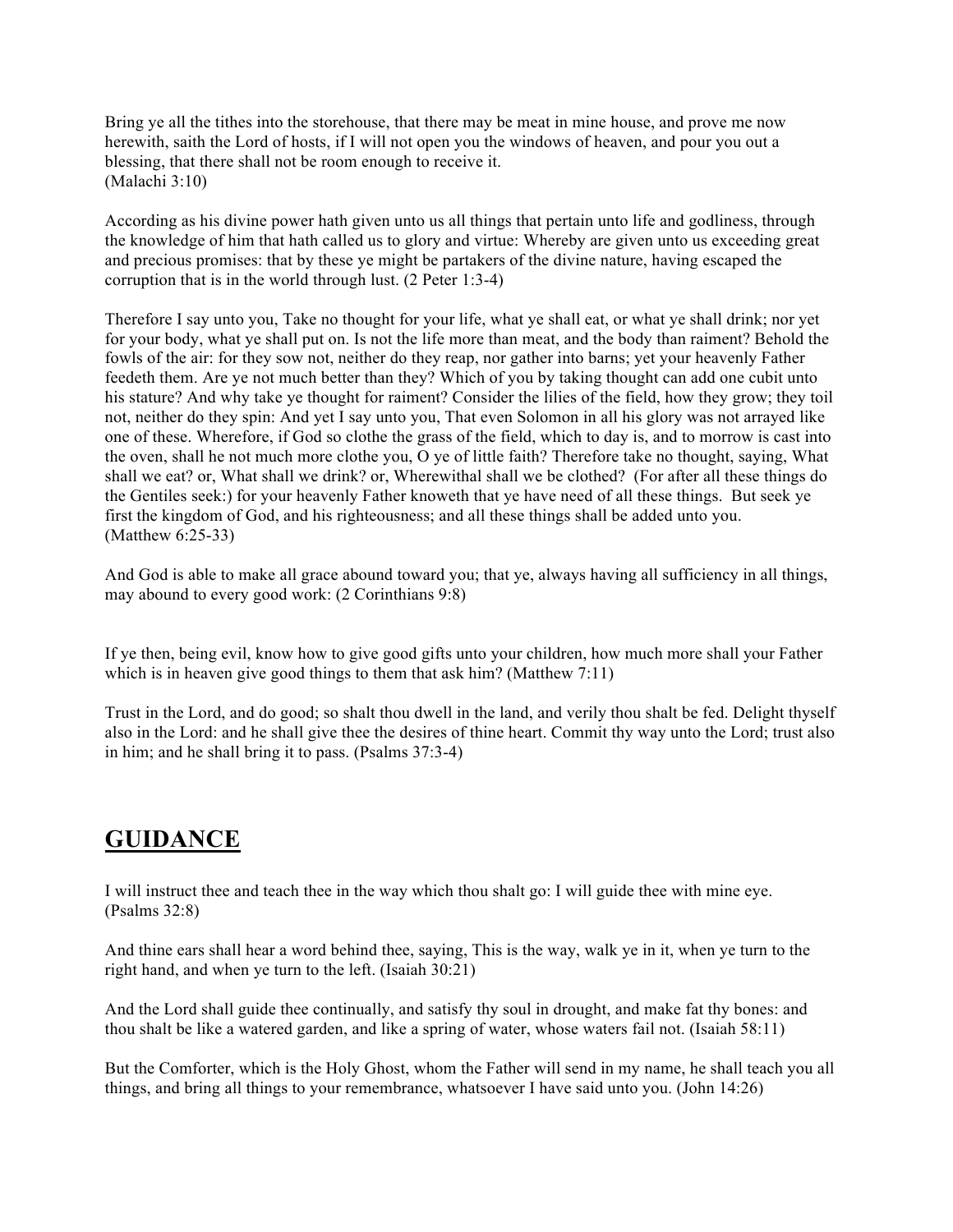Bring ye all the tithes into the storehouse, that there may be meat in mine house, and prove me now herewith, saith the Lord of hosts, if I will not open you the windows of heaven, and pour you out a blessing, that there shall not be room enough to receive it.
(Malachi 3:10)

According as his divine power hath given unto us all things that pertain unto life and godliness, through the knowledge of him that hath called us to glory and virtue: Whereby are given unto us exceeding great and precious promises: that by these ye might be partakers of the divine nature, having escaped the corruption that is in the world through lust. (2 Peter 1:3-4)

Therefore I say unto you, Take no thought for your life, what ye shall eat, or what ye shall drink; nor yet for your body, what ye shall put on. Is not the life more than meat, and the body than raiment? Behold the fowls of the air: for they sow not, neither do they reap, nor gather into barns; yet your heavenly Father feedeth them. Are ye not much better than they? Which of you by taking thought can add one cubit unto his stature? And why take ye thought for raiment? Consider the lilies of the field, how they grow; they toil not, neither do they spin: And yet I say unto you, That even Solomon in all his glory was not arrayed like one of these. Wherefore, if God so clothe the grass of the field, which to day is, and to morrow is cast into the oven, shall he not much more clothe you, O ye of little faith? Therefore take no thought, saying, What shall we eat? or, What shall we drink? or, Wherewithal shall we be clothed? (For after all these things do the Gentiles seek:) for your heavenly Father knoweth that ye have need of all these things. But seek ye first the kingdom of God, and his righteousness; and all these things shall be added unto you.
(Matthew 6:25-33)

And God is able to make all grace abound toward you; that ye, always having all sufficiency in all things, may abound to every good work: (2 Corinthians 9:8)

If ye then, being evil, know how to give good gifts unto your children, how much more shall your Father which is in heaven give good things to them that ask him? (Matthew 7:11)

Trust in the Lord, and do good; so shalt thou dwell in the land, and verily thou shalt be fed. Delight thyself also in the Lord: and he shall give thee the desires of thine heart. Commit thy way unto the Lord; trust also in him; and he shall bring it to pass. (Psalms 37:3-4)

## GUIDANCE

I will instruct thee and teach thee in the way which thou shalt go: I will guide thee with mine eye.
(Psalms 32:8)

And thine ears shall hear a word behind thee, saying, This is the way, walk ye in it, when ye turn to the right hand, and when ye turn to the left. (Isaiah 30:21)

And the Lord shall guide thee continually, and satisfy thy soul in drought, and make fat thy bones: and thou shalt be like a watered garden, and like a spring of water, whose waters fail not. (Isaiah 58:11)

But the Comforter, which is the Holy Ghost, whom the Father will send in my name, he shall teach you all things, and bring all things to your remembrance, whatsoever I have said unto you. (John 14:26)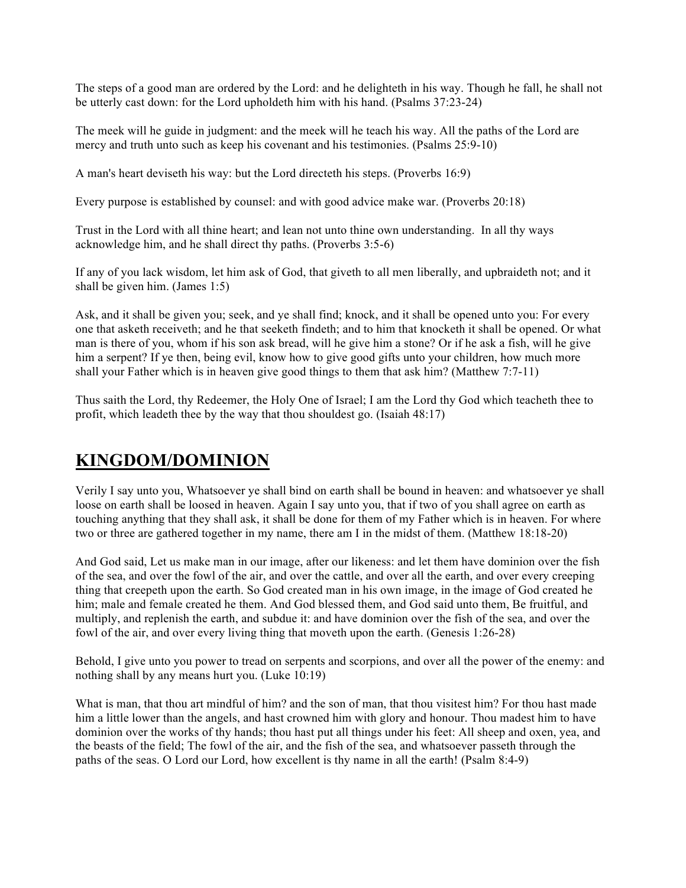The steps of a good man are ordered by the Lord: and he delighteth in his way. Though he fall, he shall not be utterly cast down: for the Lord upholdeth him with his hand. (Psalms 37:23-24)

The meek will he guide in judgment: and the meek will he teach his way. All the paths of the Lord are mercy and truth unto such as keep his covenant and his testimonies. (Psalms 25:9-10)

A man's heart deviseth his way: but the Lord directeth his steps. (Proverbs 16:9)

Every purpose is established by counsel: and with good advice make war. (Proverbs 20:18)

Trust in the Lord with all thine heart; and lean not unto thine own understanding. In all thy ways acknowledge him, and he shall direct thy paths. (Proverbs 3:5-6)

If any of you lack wisdom, let him ask of God, that giveth to all men liberally, and upbraideth not; and it shall be given him. (James 1:5)

Ask, and it shall be given you; seek, and ye shall find; knock, and it shall be opened unto you: For every one that asketh receiveth; and he that seeketh findeth; and to him that knocketh it shall be opened. Or what man is there of you, whom if his son ask bread, will he give him a stone? Or if he ask a fish, will he give him a serpent? If ye then, being evil, know how to give good gifts unto your children, how much more shall your Father which is in heaven give good things to them that ask him? (Matthew 7:7-11)

Thus saith the Lord, thy Redeemer, the Holy One of Israel; I am the Lord thy God which teacheth thee to profit, which leadeth thee by the way that thou shouldest go. (Isaiah 48:17)

## KINGDOM/DOMINION

Verily I say unto you, Whatsoever ye shall bind on earth shall be bound in heaven: and whatsoever ye shall loose on earth shall be loosed in heaven. Again I say unto you, that if two of you shall agree on earth as touching anything that they shall ask, it shall be done for them of my Father which is in heaven. For where two or three are gathered together in my name, there am I in the midst of them. (Matthew 18:18-20)

And God said, Let us make man in our image, after our likeness: and let them have dominion over the fish of the sea, and over the fowl of the air, and over the cattle, and over all the earth, and over every creeping thing that creepeth upon the earth. So God created man in his own image, in the image of God created he him; male and female created he them. And God blessed them, and God said unto them, Be fruitful, and multiply, and replenish the earth, and subdue it: and have dominion over the fish of the sea, and over the fowl of the air, and over every living thing that moveth upon the earth. (Genesis 1:26-28)

Behold, I give unto you power to tread on serpents and scorpions, and over all the power of the enemy: and nothing shall by any means hurt you. (Luke 10:19)

What is man, that thou art mindful of him? and the son of man, that thou visitest him? For thou hast made him a little lower than the angels, and hast crowned him with glory and honour. Thou madest him to have dominion over the works of thy hands; thou hast put all things under his feet: All sheep and oxen, yea, and the beasts of the field; The fowl of the air, and the fish of the sea, and whatsoever passeth through the paths of the seas. O Lord our Lord, how excellent is thy name in all the earth! (Psalm 8:4-9)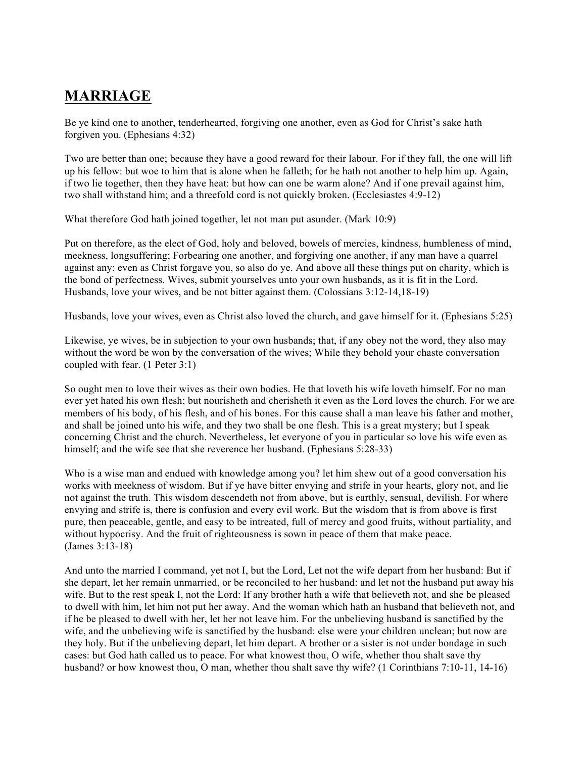# MARRIAGE

Be ye kind one to another, tenderhearted, forgiving one another, even as God for Christ's sake hath forgiven you. (Ephesians 4:32)

Two are better than one; because they have a good reward for their labour. For if they fall, the one will lift up his fellow: but woe to him that is alone when he falleth; for he hath not another to help him up. Again, if two lie together, then they have heat: but how can one be warm alone? And if one prevail against him, two shall withstand him; and a threefold cord is not quickly broken. (Ecclesiastes 4:9-12)

What therefore God hath joined together, let not man put asunder. (Mark 10:9)

Put on therefore, as the elect of God, holy and beloved, bowels of mercies, kindness, humbleness of mind, meekness, longsuffering; Forbearing one another, and forgiving one another, if any man have a quarrel against any: even as Christ forgave you, so also do ye. And above all these things put on charity, which is the bond of perfectness. Wives, submit yourselves unto your own husbands, as it is fit in the Lord. Husbands, love your wives, and be not bitter against them. (Colossians 3:12-14,18-19)

Husbands, love your wives, even as Christ also loved the church, and gave himself for it. (Ephesians 5:25)

Likewise, ye wives, be in subjection to your own husbands; that, if any obey not the word, they also may without the word be won by the conversation of the wives; While they behold your chaste conversation coupled with fear. (1 Peter 3:1)

So ought men to love their wives as their own bodies. He that loveth his wife loveth himself. For no man ever yet hated his own flesh; but nourisheth and cherisheth it even as the Lord loves the church. For we are members of his body, of his flesh, and of his bones. For this cause shall a man leave his father and mother, and shall be joined unto his wife, and they two shall be one flesh. This is a great mystery; but I speak concerning Christ and the church. Nevertheless, let everyone of you in particular so love his wife even as himself; and the wife see that she reverence her husband. (Ephesians 5:28-33)

Who is a wise man and endued with knowledge among you? let him shew out of a good conversation his works with meekness of wisdom. But if ye have bitter envying and strife in your hearts, glory not, and lie not against the truth. This wisdom descendeth not from above, but is earthly, sensual, devilish. For where envying and strife is, there is confusion and every evil work. But the wisdom that is from above is first pure, then peaceable, gentle, and easy to be intreated, full of mercy and good fruits, without partiality, and without hypocrisy. And the fruit of righteousness is sown in peace of them that make peace. (James 3:13-18)

And unto the married I command, yet not I, but the Lord, Let not the wife depart from her husband: But if she depart, let her remain unmarried, or be reconciled to her husband: and let not the husband put away his wife. But to the rest speak I, not the Lord: If any brother hath a wife that believeth not, and she be pleased to dwell with him, let him not put her away. And the woman which hath an husband that believeth not, and if he be pleased to dwell with her, let her not leave him. For the unbelieving husband is sanctified by the wife, and the unbelieving wife is sanctified by the husband: else were your children unclean; but now are they holy. But if the unbelieving depart, let him depart. A brother or a sister is not under bondage in such cases: but God hath called us to peace. For what knowest thou, O wife, whether thou shalt save thy husband? or how knowest thou, O man, whether thou shalt save thy wife? (1 Corinthians 7:10-11, 14-16)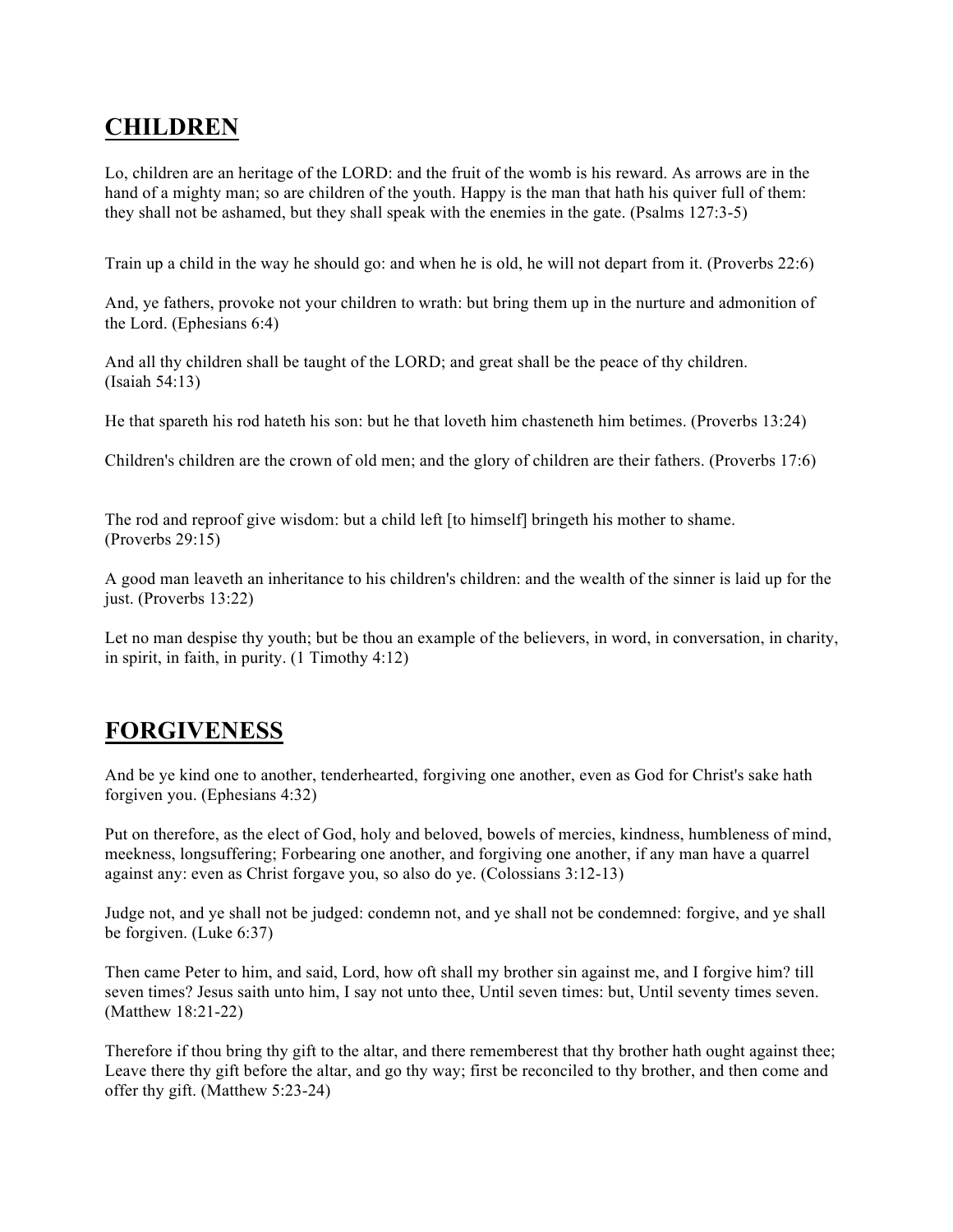## CHILDREN

Lo, children are an heritage of the LORD: and the fruit of the womb is his reward. As arrows are in the hand of a mighty man; so are children of the youth. Happy is the man that hath his quiver full of them: they shall not be ashamed, but they shall speak with the enemies in the gate. (Psalms 127:3-5)

Train up a child in the way he should go: and when he is old, he will not depart from it. (Proverbs 22:6)

And, ye fathers, provoke not your children to wrath: but bring them up in the nurture and admonition of the Lord. (Ephesians 6:4)

And all thy children shall be taught of the LORD; and great shall be the peace of thy children. (Isaiah 54:13)

He that spareth his rod hateth his son: but he that loveth him chasteneth him betimes. (Proverbs 13:24)

Children's children are the crown of old men; and the glory of children are their fathers. (Proverbs 17:6)

The rod and reproof give wisdom: but a child left [to himself] bringeth his mother to shame. (Proverbs 29:15)

A good man leaveth an inheritance to his children's children: and the wealth of the sinner is laid up for the just. (Proverbs 13:22)

Let no man despise thy youth; but be thou an example of the believers, in word, in conversation, in charity, in spirit, in faith, in purity. (1 Timothy 4:12)

## FORGIVENESS

And be ye kind one to another, tenderhearted, forgiving one another, even as God for Christ's sake hath forgiven you. (Ephesians 4:32)

Put on therefore, as the elect of God, holy and beloved, bowels of mercies, kindness, humbleness of mind, meekness, longsuffering; Forbearing one another, and forgiving one another, if any man have a quarrel against any: even as Christ forgave you, so also do ye. (Colossians 3:12-13)

Judge not, and ye shall not be judged: condemn not, and ye shall not be condemned: forgive, and ye shall be forgiven. (Luke 6:37)

Then came Peter to him, and said, Lord, how oft shall my brother sin against me, and I forgive him? till seven times? Jesus saith unto him, I say not unto thee, Until seven times: but, Until seventy times seven. (Matthew 18:21-22)

Therefore if thou bring thy gift to the altar, and there rememberest that thy brother hath ought against thee; Leave there thy gift before the altar, and go thy way; first be reconciled to thy brother, and then come and offer thy gift. (Matthew 5:23-24)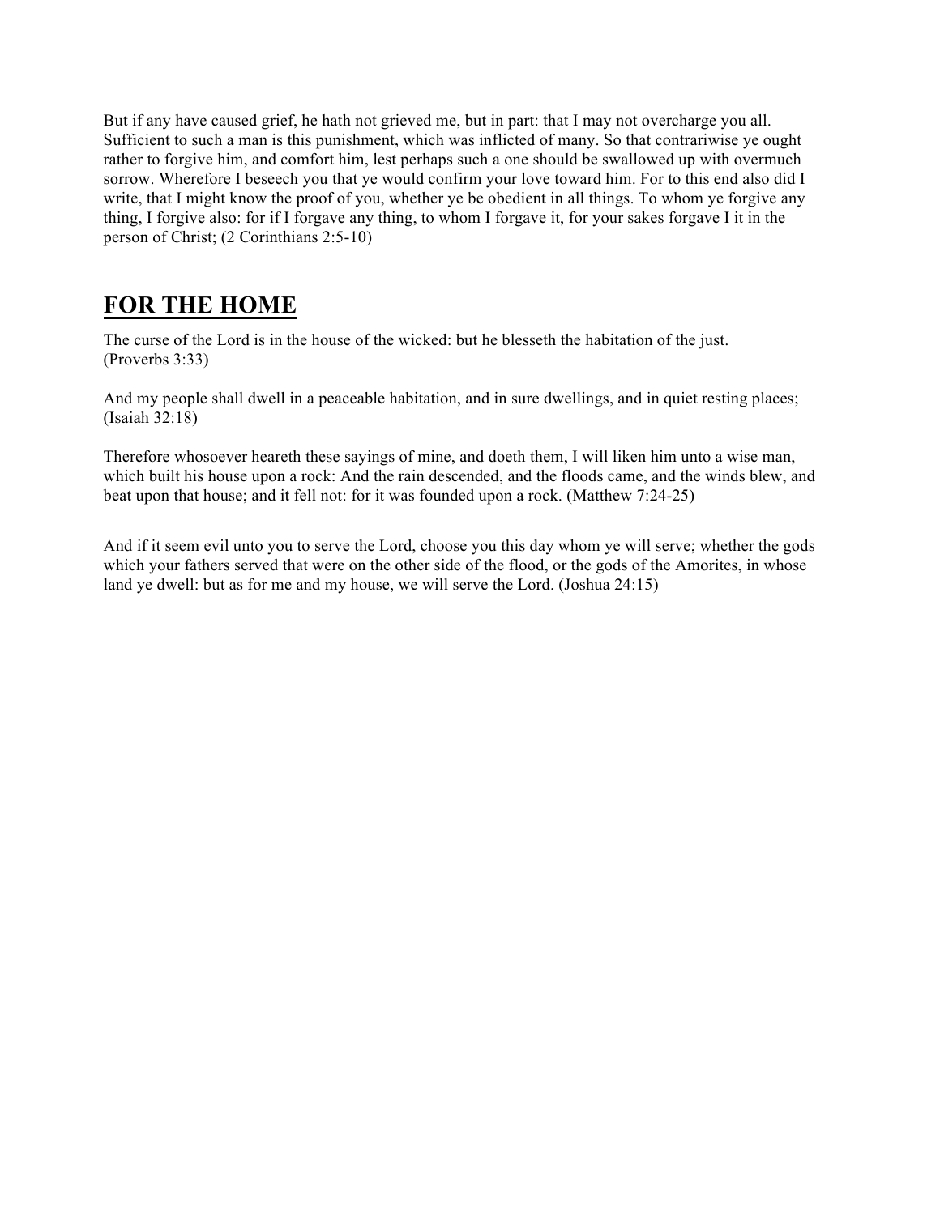But if any have caused grief, he hath not grieved me, but in part: that I may not overcharge you all. Sufficient to such a man is this punishment, which was inflicted of many. So that contrariwise ye ought rather to forgive him, and comfort him, lest perhaps such a one should be swallowed up with overmuch sorrow. Wherefore I beseech you that ye would confirm your love toward him. For to this end also did I write, that I might know the proof of you, whether ye be obedient in all things. To whom ye forgive any thing, I forgive also: for if I forgave any thing, to whom I forgave it, for your sakes forgave I it in the person of Christ; (2 Corinthians 2:5-10)

## FOR THE HOME

The curse of the Lord is in the house of the wicked: but he blesseth the habitation of the just. (Proverbs 3:33)

And my people shall dwell in a peaceable habitation, and in sure dwellings, and in quiet resting places; (Isaiah 32:18)

Therefore whosoever heareth these sayings of mine, and doeth them, I will liken him unto a wise man, which built his house upon a rock: And the rain descended, and the floods came, and the winds blew, and beat upon that house; and it fell not: for it was founded upon a rock. (Matthew 7:24-25)

And if it seem evil unto you to serve the Lord, choose you this day whom ye will serve; whether the gods which your fathers served that were on the other side of the flood, or the gods of the Amorites, in whose land ye dwell: but as for me and my house, we will serve the Lord. (Joshua 24:15)